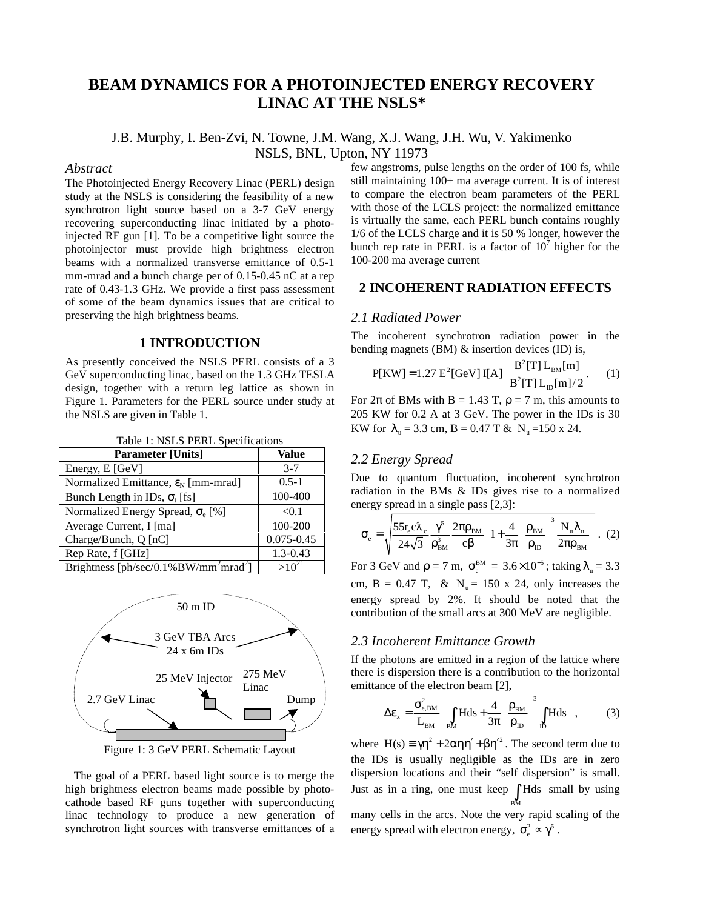# BEAM DYNAMICS FOR A PHOTOINJECTED ENERGY RECOVERY LINAC AT THE NSLS*

J.B. Murphy, I. Ben-Zvi, N. Towne, J.M. Wang, X.J. Wang, J.H. Wu, V. Yakimenko
NSLS, BNL, Upton, NY 11973

### *Abstract*

The Photoinjected Energy Recovery Linac (PERL) design study at the NSLS is considering the feasibility of a new synchrotron light source based on a 3-7 GeV energy recovering superconducting linac initiated by a photo-injected RF gun [1]. To be a competitive light source the photoinjector must provide high brightness electron beams with a normalized transverse emittance of 0.5-1 mm-mrad and a bunch charge per of 0.15-0.45 nC at a rep rate of 0.43-1.3 GHz. We provide a first pass assessment of some of the beam dynamics issues that are critical to preserving the high brightness beams.

## 1 INTRODUCTION

As presently conceived the NSLS PERL consists of a 3 GeV superconducting linac, based on the 1.3 GHz TESLA design, together with a return leg lattice as shown in Figure 1. Parameters for the PERL source under study at the NSLS are given in Table 1.

Table 1: NSLS PERL Specifications

| Parameter [Units] | Value |
|---|---|
| Energy, E [GeV] | 3-7 |
| Normalized Emittance, $\varepsilon_N$ [mm-mrad] | 0.5-1 |
| Bunch Length in IDs, $\sigma_t$ [fs] | 100-400 |
| Normalized Energy Spread, $\sigma_e$ [%] | <0.1 |
| Average Current, I [ma] | 100-200 |
| Charge/Bunch, Q [nC] | 0.075-0.45 |
| Rep Rate, f [GHz] | 1.3-0.43 |
| Brightness [ph/sec/0.1%BW/mm$^2$mrad$^2$] | >$10^{21}$ |

50 m ID

3 GeV TBA Arcs
24 x 6m IDs

25 MeV Injector

275 MeV Linac

2.7 GeV Linac

Dump

Figure 1: 3 GeV PERL Schematic Layout

The goal of a PERL based light source is to merge the high brightness electron beams made possible by photo-cathode based RF guns together with superconducting linac technology to produce a new generation of synchrotron light sources with transverse emittances of a few angstroms, pulse lengths on the order of 100 fs, while still maintaining 100+ ma average current. It is of interest to compare the electron beam parameters of the PERL with those of the LCLS project: the normalized emittance is virtually the same, each PERL bunch contains roughly 1/6 of the LCLS charge and it is 50 % longer, however the bunch rep rate in PERL is a factor of $10^7$ higher for the 100-200 ma average current

## 2 INCOHERENT RADIATION EFFECTS

### *2.1 Radiated Power*

The incoherent synchrotron radiation power in the bending magnets (BM) & insertion devices (ID) is,

$$P[KW] = 1.27\, E^2[GeV]\, I[A] \begin{cases} B^2[T]\, L_{BM}[m] \\ B^2[T]\, L_{ID}[m]/2 \end{cases} . \quad (1)$$

For $2\pi$ of BMs with B = 1.43 T, $\rho$ = 7 m, this amounts to 205 KW for 0.2 A at 3 GeV. The power in the IDs is 30 KW for $\lambda_u$ = 3.3 cm, B = 0.47 T & $N_u$ =150 x 24.

### *2.2 Energy Spread*

Due to quantum fluctuation, incoherent synchrotron radiation in the BMs & IDs gives rise to a normalized energy spread in a single pass [2,3]:

$$\sigma_e = \sqrt{\frac{55 r_e c \bar{\lambda}_c}{24\sqrt{3}} \frac{\gamma^5}{\rho_{BM}^3} \frac{2\pi\rho_{BM}}{c\beta} \left[1 + \frac{4}{3\pi}\left(\frac{\rho_{BM}}{\rho_{ID}}\right)^3 \frac{N_u \lambda_u}{2\pi\rho_{BM}}\right]} . \quad (2)$$

For 3 GeV and $\rho$ = 7 m, $\sigma_e^{BM} = 3.6\times10^{-5}$; taking $\lambda_u$ = 3.3 cm, B = 0.47 T, & $N_u$ = 150 x 24, only increases the energy spread by 2%. It should be noted that the contribution of the small arcs at 300 MeV are negligible.

### *2.3 Incoherent Emittance Growth*

If the photons are emitted in a region of the lattice where there is dispersion there is a contribution to the horizontal emittance of the electron beam [2],

$$\Delta\varepsilon_x = \frac{\sigma_{e,BM}^2}{L_{BM}} \left[\int_{BM} H ds + \frac{4}{3\pi}\left(\frac{\rho_{BM}}{\rho_{ID}}\right)^3 \int_{ID} H ds\right] , \quad (3)$$

where $H(s) \equiv \gamma\eta^2 + 2\alpha\eta\eta' + \beta\eta'^2$. The second term due to the IDs is usually negligible as the IDs are in zero dispersion locations and their "self dispersion" is small. Just as in a ring, one must keep $\int_{BM} H ds$ small by using many cells in the arcs. Note the very rapid scaling of the energy spread with electron energy, $\sigma_e^2 \propto \gamma^5$.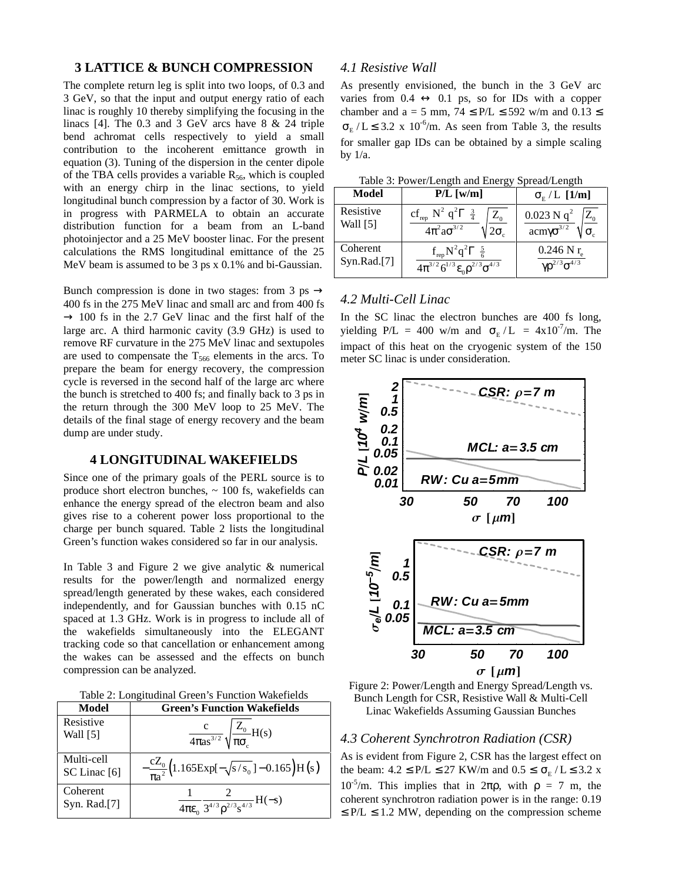## 3 LATTICE & BUNCH COMPRESSION

The complete return leg is split into two loops, of 0.3 and 3 GeV, so that the input and output energy ratio of each linac is roughly 10 thereby simplifying the focusing in the linacs [4]. The 0.3 and 3 GeV arcs have 8 & 24 triple bend achromat cells respectively to yield a small contribution to the incoherent emittance growth in equation (3). Tuning of the dispersion in the center dipole of the TBA cells provides a variable $R_{56}$, which is coupled with an energy chirp in the linac sections, to yield longitudinal bunch compression by a factor of 30. Work is in progress with PARMELA to obtain an accurate distribution function for a beam from an L-band photoinjector and a 25 MeV booster linac. For the present calculations the RMS longitudinal emittance of the 25 MeV beam is assumed to be 3 ps x 0.1% and bi-Gaussian.

Bunch compression is done in two stages: from 3 ps → 400 fs in the 275 MeV linac and small arc and from 400 fs → 100 fs in the 2.7 GeV linac and the first half of the large arc. A third harmonic cavity (3.9 GHz) is used to remove RF curvature in the 275 MeV linac and sextupoles are used to compensate the $T_{566}$ elements in the arcs. To prepare the beam for energy recovery, the compression cycle is reversed in the second half of the large arc where the bunch is stretched to 400 fs; and finally back to 3 ps in the return through the 300 MeV loop to 25 MeV. The details of the final stage of energy recovery and the beam dump are under study.

## 4 LONGITUDINAL WAKEFIELDS

Since one of the primary goals of the PERL source is to produce short electron bunches, ~ 100 fs, wakefields can enhance the energy spread of the electron beam and also gives rise to a coherent power loss proportional to the charge per bunch squared. Table 2 lists the longitudinal Green's function wakes considered so far in our analysis.

In Table 3 and Figure 2 we give analytic & numerical results for the power/length and normalized energy spread/length generated by these wakes, each considered independently, and for Gaussian bunches with 0.15 nC spaced at 1.3 GHz. Work is in progress to include all of the wakefields simultaneously into the ELEGANT tracking code so that cancellation or enhancement among the wakes can be assessed and the effects on bunch compression can be analyzed.

Table 2: Longitudinal Green's Function Wakefields

| Model | Green's Function Wakefields |
|---|---|
| Resistive Wall [5] | $\frac{c}{4\pi a s^{3/2}}\sqrt{\frac{Z_0}{\pi\sigma_c}}H(s)$ |
| Multi-cell SC Linac [6] | $-\frac{cZ_0}{\pi a^2}\left(1.165\mathrm{Exp}[-\sqrt{s/s_0}\,]-0.165\right)H(s)$ |
| Coherent Syn. Rad.[7] | $\frac{1}{4\pi\varepsilon_0}\frac{2}{3^{4/3}\rho^{2/3}s^{4/3}}H(-s)$ |

### 4.1 Resistive Wall

As presently envisioned, the bunch in the 3 GeV arc varies from 0.4 ↔ 0.1 ps, so for IDs with a copper chamber and a = 5 mm, $74 \le P/L \le 592$ w/m and $0.13 \le \sigma_E/L \le 3.2 \times 10^{-6}$/m. As seen from Table 3, the results for smaller gap IDs can be obtained by a simple scaling by 1/a.

Table 3: Power/Length and Energy Spread/Length

| Model | P/L [w/m] | $\sigma_E/L$ [1/m] |
|---|---|---|
| Resistive Wall [5] | $\frac{cf_{rep}N^2q^2\Gamma\left(\frac{3}{4}\right)}{4\pi^2 a\sigma^{3/2}}\sqrt{\frac{Z_0}{2\sigma_c}}$ | $\frac{0.023\,N\,q^2}{acm\gamma\sigma^{3/2}}\sqrt{\frac{Z_0}{\sigma_c}}$ |
| Coherent Syn.Rad.[7] | $\frac{f_{rep}N^2q^2\Gamma\left(\frac{5}{6}\right)}{4\pi^{3/2}6^{1/3}\varepsilon_0\rho^{2/3}\sigma^{4/3}}$ | $\frac{0.246\,N\,r_e}{\gamma\rho^{2/3}\sigma^{4/3}}$ |

### 4.2 Multi-Cell Linac

In the SC linac the electron bunches are 400 fs long, yielding P/L = 400 w/m and $\sigma_E/L$ = $4\times10^{-7}$/m. The impact of this heat on the cryogenic system of the 150 meter SC linac is under consideration.

Figure 2: Power/Length and Energy Spread/Length vs. Bunch Length for CSR, Resistive Wall & Multi-Cell Linac Wakefields Assuming Gaussian Bunches

### 4.3 Coherent Synchrotron Radiation (CSR)

As is evident from Figure 2, CSR has the largest effect on the beam: $4.2 \le P/L \le 27$ KW/m and $0.5 \le \sigma_E/L \le 3.2 \times 10^{-5}$/m. This implies that in $2\pi\rho$, with $\rho$ = 7 m, the coherent synchrotron radiation power is in the range: $0.19 \le P/L \le 1.2$ MW, depending on the compression scheme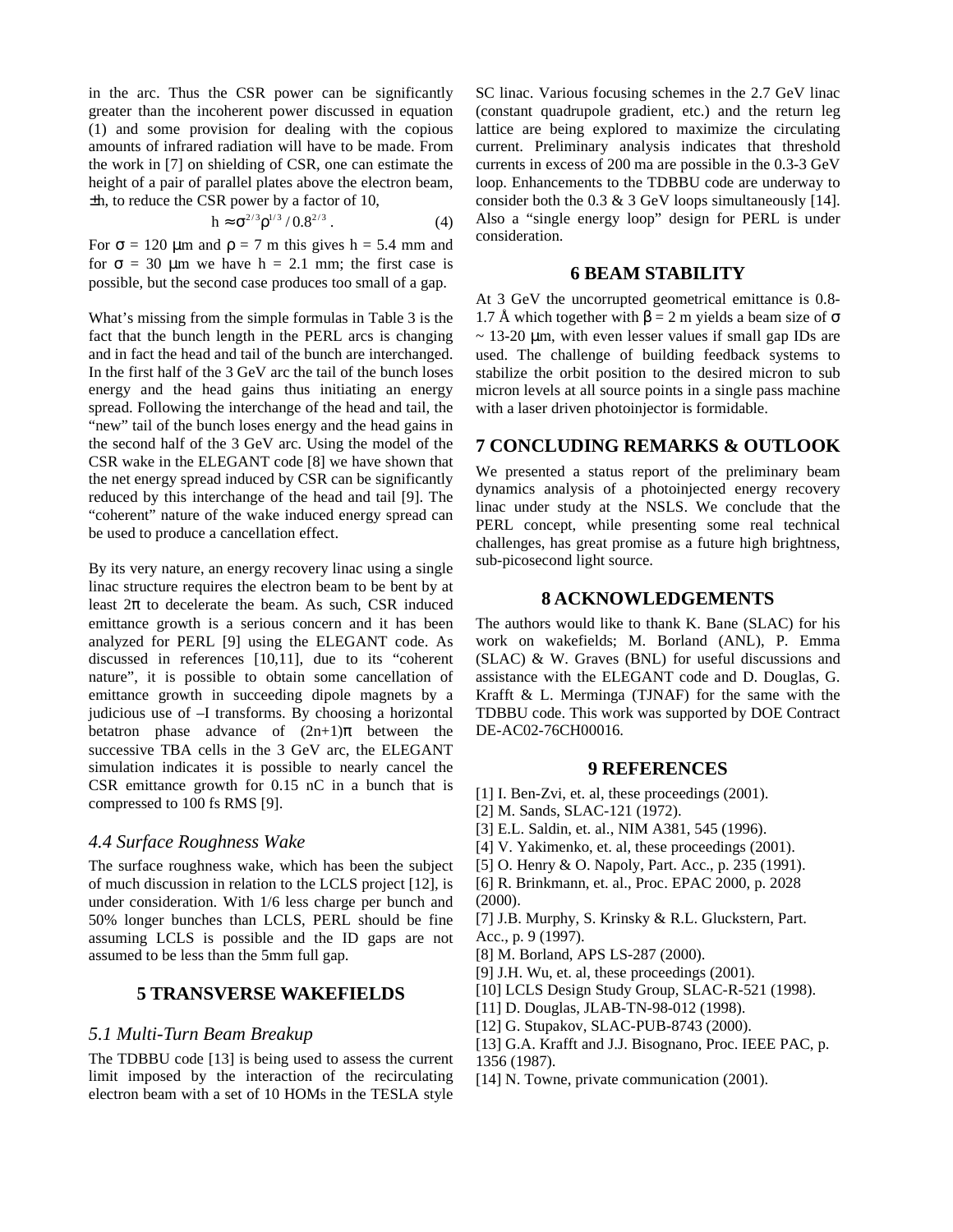in the arc. Thus the CSR power can be significantly greater than the incoherent power discussed in equation (1) and some provision for dealing with the copious amounts of infrared radiation will have to be made. From the work in [7] on shielding of CSR, one can estimate the height of a pair of parallel plates above the electron beam, $\pm h$, to reduce the CSR power by a factor of 10,

$$h \approx \sigma^{2/3}\rho^{1/3} / 0.8^{2/3} . \qquad (4)$$

For $\sigma$ = 120 μm and $\rho$ = 7 m this gives h = 5.4 mm and for $\sigma$ = 30 μm we have h = 2.1 mm; the first case is possible, but the second case produces too small of a gap.

What's missing from the simple formulas in Table 3 is the fact that the bunch length in the PERL arcs is changing and in fact the head and tail of the bunch are interchanged. In the first half of the 3 GeV arc the tail of the bunch loses energy and the head gains thus initiating an energy spread. Following the interchange of the head and tail, the "new" tail of the bunch loses energy and the head gains in the second half of the 3 GeV arc. Using the model of the CSR wake in the ELEGANT code [8] we have shown that the net energy spread induced by CSR can be significantly reduced by this interchange of the head and tail [9]. The "coherent" nature of the wake induced energy spread can be used to produce a cancellation effect.

By its very nature, an energy recovery linac using a single linac structure requires the electron beam to be bent by at least $2\pi$ to decelerate the beam. As such, CSR induced emittance growth is a serious concern and it has been analyzed for PERL [9] using the ELEGANT code. As discussed in references [10,11], due to its "coherent nature", it is possible to obtain some cancellation of emittance growth in succeeding dipole magnets by a judicious use of –I transforms. By choosing a horizontal betatron phase advance of $(2n+1)\pi$ between the successive TBA cells in the 3 GeV arc, the ELEGANT simulation indicates it is possible to nearly cancel the CSR emittance growth for 0.15 nC in a bunch that is compressed to 100 fs RMS [9].

### *4.4 Surface Roughness Wake*

The surface roughness wake, which has been the subject of much discussion in relation to the LCLS project [12], is under consideration. With 1/6 less charge per bunch and 50% longer bunches than LCLS, PERL should be fine assuming LCLS is possible and the ID gaps are not assumed to be less than the 5mm full gap.

## 5 TRANSVERSE WAKEFIELDS

### *5.1 Multi-Turn Beam Breakup*

The TDBBU code [13] is being used to assess the current limit imposed by the interaction of the recirculating electron beam with a set of 10 HOMs in the TESLA style SC linac. Various focusing schemes in the 2.7 GeV linac (constant quadrupole gradient, etc.) and the return leg lattice are being explored to maximize the circulating current. Preliminary analysis indicates that threshold currents in excess of 200 ma are possible in the 0.3-3 GeV loop. Enhancements to the TDBBU code are underway to consider both the 0.3 & 3 GeV loops simultaneously [14]. Also a "single energy loop" design for PERL is under consideration.

## 6 BEAM STABILITY

At 3 GeV the uncorrupted geometrical emittance is 0.8-1.7 Å which together with $\beta$ = 2 m yields a beam size of $\sigma$ ~ 13-20 μm, with even lesser values if small gap IDs are used. The challenge of building feedback systems to stabilize the orbit position to the desired micron to sub micron levels at all source points in a single pass machine with a laser driven photoinjector is formidable.

## 7 CONCLUDING REMARKS & OUTLOOK

We presented a status report of the preliminary beam dynamics analysis of a photoinjected energy recovery linac under study at the NSLS. We conclude that the PERL concept, while presenting some real technical challenges, has great promise as a future high brightness, sub-picosecond light source.

## 8 ACKNOWLEDGEMENTS

The authors would like to thank K. Bane (SLAC) for his work on wakefields; M. Borland (ANL), P. Emma (SLAC) & W. Graves (BNL) for useful discussions and assistance with the ELEGANT code and D. Douglas, G. Krafft & L. Merminga (TJNAF) for the same with the TDBBU code. This work was supported by DOE Contract DE-AC02-76CH00016.

## 9 REFERENCES

[1] I. Ben-Zvi, et. al, these proceedings (2001).
[2] M. Sands, SLAC-121 (1972).
[3] E.L. Saldin, et. al., NIM A381, 545 (1996).
[4] V. Yakimenko, et. al, these proceedings (2001).
[5] O. Henry & O. Napoly, Part. Acc., p. 235 (1991).
[6] R. Brinkmann, et. al., Proc. EPAC 2000, p. 2028 (2000).
[7] J.B. Murphy, S. Krinsky & R.L. Gluckstern, Part. Acc., p. 9 (1997).
[8] M. Borland, APS LS-287 (2000).
[9] J.H. Wu, et. al, these proceedings (2001).
[10] LCLS Design Study Group, SLAC-R-521 (1998).
[11] D. Douglas, JLAB-TN-98-012 (1998).
[12] G. Stupakov, SLAC-PUB-8743 (2000).
[13] G.A. Krafft and J.J. Bisognano, Proc. IEEE PAC, p. 1356 (1987).
[14] N. Towne, private communication (2001).